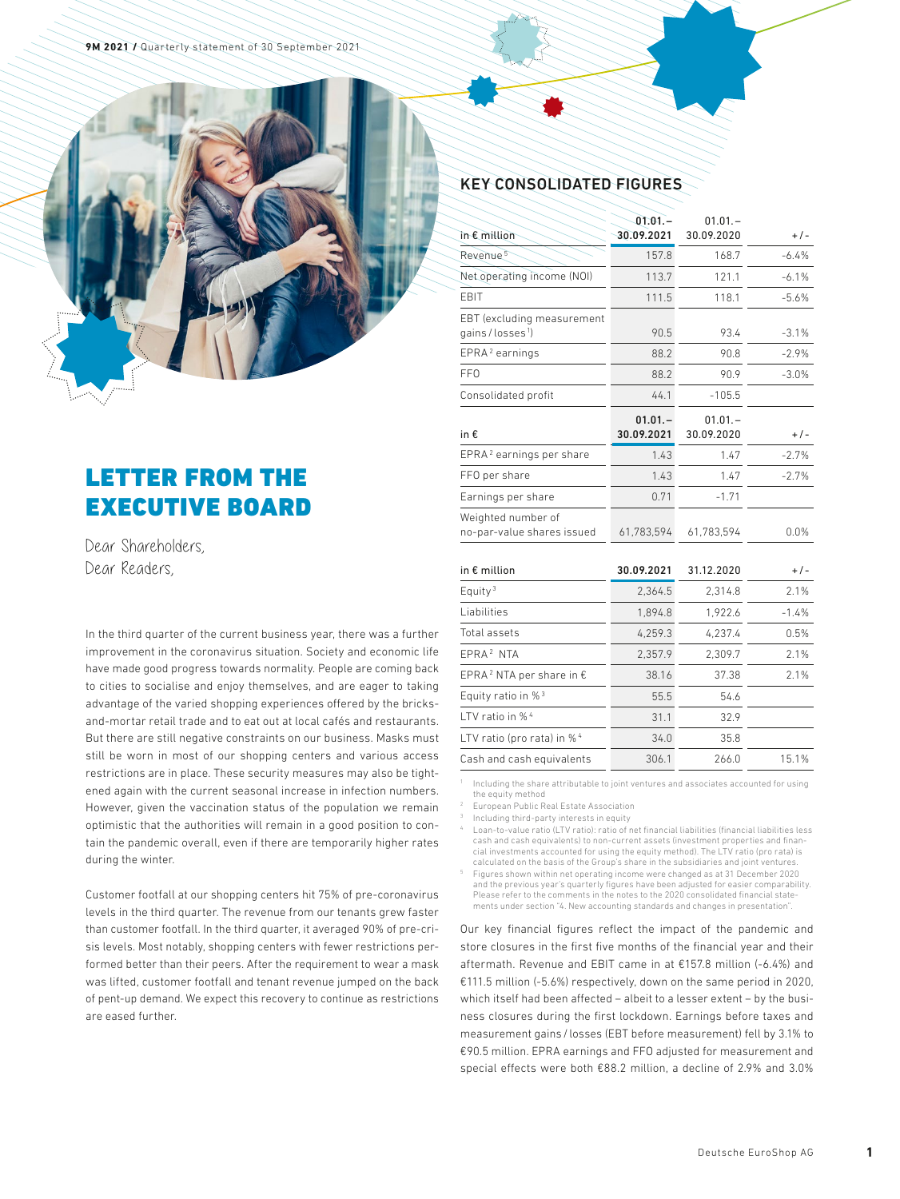# KEY CONSOLIDATED FIGURES

| in € million | 01.01. – 30.09.2021 | 01.01. – 30.09.2020 | +/- |
|---|---|---|---|
| Revenue[5] | 157.8 | 168.7 | -6.4% |
| Net operating income (NOI) | 113.7 | 121.1 | -6.1% |
| EBIT | 111.5 | 118.1 | -5.6% |
| EBT (excluding measurement gains/losses[1]) | 90.5 | 93.4 | -3.1% |
| EPRA[2] earnings | 88.2 | 90.8 | -2.9% |
| FFO | 88.2 | 90.9 | -3.0% |
| Consolidated profit | 44.1 | -105.5 | |

| in € | 01.01. – 30.09.2021 | 01.01. – 30.09.2020 | +/- |
|---|---|---|---|
| EPRA[2] earnings per share | 1.43 | 1.47 | -2.7% |
| FFO per share | 1.43 | 1.47 | -2.7% |
| Earnings per share | 0.71 | -1.71 | |
| Weighted number of no-par-value shares issued | 61,783,594 | 61,783,594 | 0.0% |

| in € million | 30.09.2021 | 31.12.2020 | +/- |
|---|---|---|---|
| Equity[3] | 2,364.5 | 2,314.8 | 2.1% |
| Liabilities | 1,894.8 | 1,922.6 | -1.4% |
| Total assets | 4,259.3 | 4,237.4 | 0.5% |
| EPRA[2] NTA | 2,357.9 | 2,309.7 | 2.1% |
| EPRA[2] NTA per share in € | 38.16 | 37.38 | 2.1% |
| Equity ratio in %[3] | 55.5 | 54.6 | |
| LTV ratio in %[4] | 31.1 | 32.9 | |
| LTV ratio (pro rata) in %[4] | 34.0 | 35.8 | |
| Cash and cash equivalents | 306.1 | 266.0 | 15.1% |

[1] Including the share attributable to joint ventures and associates accounted for using the equity method

[2] European Public Real Estate Association

[3] Including third-party interests in equity

[4] Loan-to-value ratio (LTV ratio): ratio of net financial liabilities (financial liabilities less cash and cash equivalents) to non-current assets (investment properties and financial investments accounted for using the equity method). The LTV ratio (pro rata) is calculated on the basis of the Group's share in the subsidiaries and joint ventures.

[5] Figures shown within net operating income were changed as at 31 December 2020 and the previous year's quarterly figures have been adjusted for easier comparability. Please refer to the comments in the notes to the 2020 consolidated financial statements under section "4. New accounting standards and changes in presentation".

# LETTER FROM THE EXECUTIVE BOARD

Dear Shareholders,
Dear Readers,

In the third quarter of the current business year, there was a further improvement in the coronavirus situation. Society and economic life have made good progress towards normality. People are coming back to cities to socialise and enjoy themselves, and are eager to taking advantage of the varied shopping experiences offered by the bricks-and-mortar retail trade and to eat out at local cafés and restaurants. But there are still negative constraints on our business. Masks must still be worn in most of our shopping centers and various access restrictions are in place. These security measures may also be tightened again with the current seasonal increase in infection numbers. However, given the vaccination status of the population we remain optimistic that the authorities will remain in a good position to contain the pandemic overall, even if there are temporarily higher rates during the winter.

Customer footfall at our shopping centers hit 75% of pre-coronavirus levels in the third quarter. The revenue from our tenants grew faster than customer footfall. In the third quarter, it averaged 90% of pre-crisis levels. Most notably, shopping centers with fewer restrictions performed better than their peers. After the requirement to wear a mask was lifted, customer footfall and tenant revenue jumped on the back of pent-up demand. We expect this recovery to continue as restrictions are eased further.

Our key financial figures reflect the impact of the pandemic and store closures in the first five months of the financial year and their aftermath. Revenue and EBIT came in at €157.8 million (-6.4%) and €111.5 million (-5.6%) respectively, down on the same period in 2020, which itself had been affected – albeit to a lesser extent – by the business closures during the first lockdown. Earnings before taxes and measurement gains / losses (EBT before measurement) fell by 3.1% to €90.5 million. EPRA earnings and FFO adjusted for measurement and special effects were both €88.2 million, a decline of 2.9% and 3.0%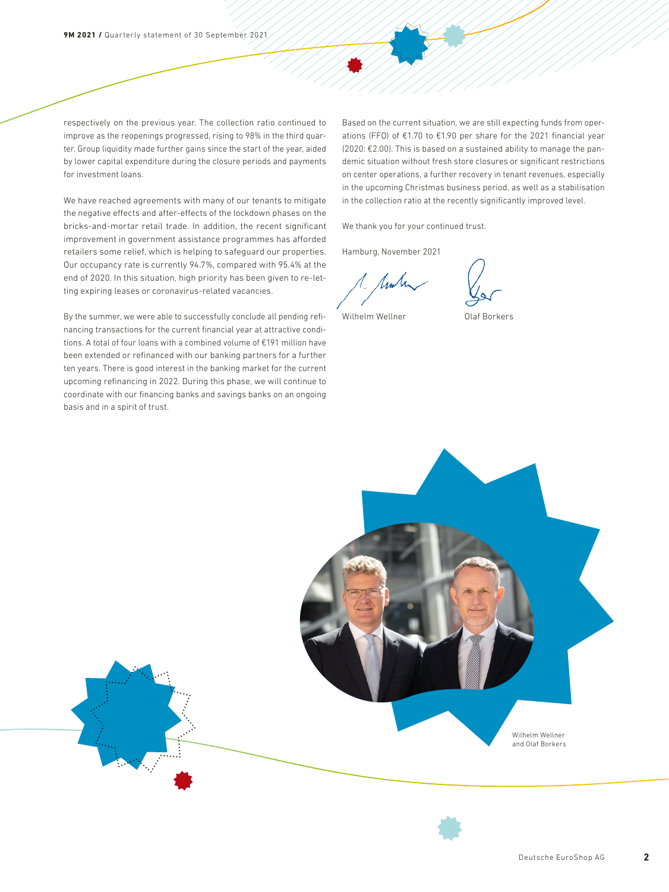respectively on the previous year. The collection ratio continued to improve as the reopenings progressed, rising to 98% in the third quarter. Group liquidity made further gains since the start of the year, aided by lower capital expenditure during the closure periods and payments for investment loans.

We have reached agreements with many of our tenants to mitigate the negative effects and after-effects of the lockdown phases on the bricks-and-mortar retail trade. In addition, the recent significant improvement in government assistance programmes has afforded retailers some relief, which is helping to safeguard our properties. Our occupancy rate is currently 94.7%, compared with 95.4% at the end of 2020. In this situation, high priority has been given to re-letting expiring leases or coronavirus-related vacancies.

By the summer, we were able to successfully conclude all pending refinancing transactions for the current financial year at attractive conditions. A total of four loans with a combined volume of €191 million have been extended or refinanced with our banking partners for a further ten years. There is good interest in the banking market for the current upcoming refinancing in 2022. During this phase, we will continue to coordinate with our financing banks and savings banks on an ongoing basis and in a spirit of trust.

Based on the current situation, we are still expecting funds from operations (FFO) of €1.70 to €1.90 per share for the 2021 financial year (2020: €2.00). This is based on a sustained ability to manage the pandemic situation without fresh store closures or significant restrictions on center operations, a further recovery in tenant revenues, especially in the upcoming Christmas business period, as well as a stabilisation in the collection ratio at the recently significantly improved level.

We thank you for your continued trust.

Hamburg, November 2021

Wilhelm Wellner                Olaf Borkers

Wilhelm Wellner and Olaf Borkers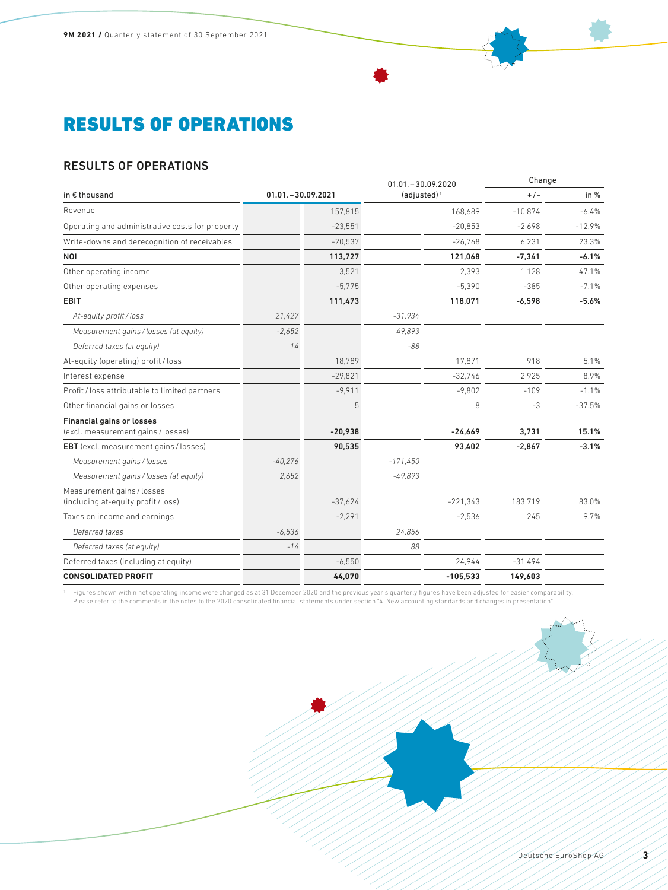# RESULTS OF OPERATIONS

## RESULTS OF OPERATIONS

| in € thousand | 01.01.–30.09.2021 | | 01.01.–30.09.2020 (adjusted)[1] | | Change +/- | Change in % |
|---|---|---|---|---|---|---|
| Revenue | | 157,815 | | 168,689 | -10,874 | -6.4% |
| Operating and administrative costs for property | | -23,551 | | -20,853 | -2,698 | -12.9% |
| Write-downs and derecognition of receivables | | -20,537 | | -26,768 | 6,231 | 23.3% |
| **NOI** | | **113,727** | | **121,068** | **-7,341** | **-6.1%** |
| Other operating income | | 3,521 | | 2,393 | 1,128 | 47.1% |
| Other operating expenses | | -5,775 | | -5,390 | -385 | -7.1% |
| **EBIT** | | **111,473** | | **118,071** | **-6,598** | **-5.6%** |
| *At-equity profit / loss* | *21,427* | | *-31,934* | | | |
| *Measurement gains / losses (at equity)* | *-2,652* | | *49,893* | | | |
| *Deferred taxes (at equity)* | *14* | | *-88* | | | |
| At-equity (operating) profit / loss | | 18,789 | | 17,871 | 918 | 5.1% |
| Interest expense | | -29,821 | | -32,746 | 2,925 | 8.9% |
| Profit / loss attributable to limited partners | | -9,911 | | -9,802 | -109 | -1.1% |
| Other financial gains or losses | | 5 | | 8 | -3 | -37.5% |
| **Financial gains or losses** (excl. measurement gains / losses) | | **-20,938** | | **-24,669** | **3,731** | **15.1%** |
| **EBT** (excl. measurement gains / losses) | | **90,535** | | **93,402** | **-2,867** | **-3.1%** |
| *Measurement gains / losses* | *-40,276* | | *-171,450* | | | |
| *Measurement gains / losses (at equity)* | *2,652* | | *-49,893* | | | |
| Measurement gains / losses (including at-equity profit / loss) | | -37,624 | | -221,343 | 183,719 | 83.0% |
| Taxes on income and earnings | | -2,291 | | -2,536 | 245 | 9.7% |
| *Deferred taxes* | *-6,536* | | *24,856* | | | |
| *Deferred taxes (at equity)* | *-14* | | *88* | | | |
| Deferred taxes (including at equity) | | -6,550 | | 24,944 | -31,494 | |
| **CONSOLIDATED PROFIT** | | **44,070** | | **-105,533** | **149,603** | |

[1] Figures shown within net operating income were changed as at 31 December 2020 and the previous year's quarterly figures have been adjusted for easier comparability. Please refer to the comments in the notes to the 2020 consolidated financial statements under section "4. New accounting standards and changes in presentation".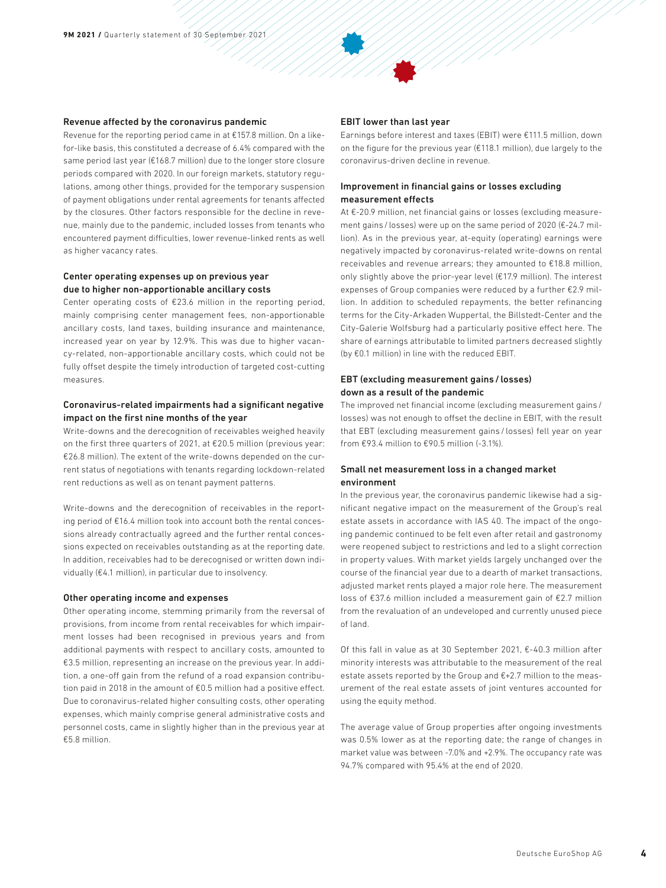#### Revenue affected by the coronavirus pandemic

Revenue for the reporting period came in at €157.8 million. On a like-for-like basis, this constituted a decrease of 6.4% compared with the same period last year (€168.7 million) due to the longer store closure periods compared with 2020. In our foreign markets, statutory regulations, among other things, provided for the temporary suspension of payment obligations under rental agreements for tenants affected by the closures. Other factors responsible for the decline in revenue, mainly due to the pandemic, included losses from tenants who encountered payment difficulties, lower revenue-linked rents as well as higher vacancy rates.

#### Center operating expenses up on previous year due to higher non-apportionable ancillary costs

Center operating costs of €23.6 million in the reporting period, mainly comprising center management fees, non-apportionable ancillary costs, land taxes, building insurance and maintenance, increased year on year by 12.9%. This was due to higher vacancy-related, non-apportionable ancillary costs, which could not be fully offset despite the timely introduction of targeted cost-cutting measures.

#### Coronavirus-related impairments had a significant negative impact on the first nine months of the year

Write-downs and the derecognition of receivables weighed heavily on the first three quarters of 2021, at €20.5 million (previous year: €26.8 million). The extent of the write-downs depended on the current status of negotiations with tenants regarding lockdown-related rent reductions as well as on tenant payment patterns.

Write-downs and the derecognition of receivables in the reporting period of €16.4 million took into account both the rental concessions already contractually agreed and the further rental concessions expected on receivables outstanding as at the reporting date. In addition, receivables had to be derecognised or written down individually (€4.1 million), in particular due to insolvency.

#### Other operating income and expenses

Other operating income, stemming primarily from the reversal of provisions, from income from rental receivables for which impairment losses had been recognised in previous years and from additional payments with respect to ancillary costs, amounted to €3.5 million, representing an increase on the previous year. In addition, a one-off gain from the refund of a road expansion contribution paid in 2018 in the amount of €0.5 million had a positive effect. Due to coronavirus-related higher consulting costs, other operating expenses, which mainly comprise general administrative costs and personnel costs, came in slightly higher than in the previous year at €5.8 million.

#### EBIT lower than last year

Earnings before interest and taxes (EBIT) were €111.5 million, down on the figure for the previous year (€118.1 million), due largely to the coronavirus-driven decline in revenue.

#### Improvement in financial gains or losses excluding measurement effects

At €-20.9 million, net financial gains or losses (excluding measurement gains / losses) were up on the same period of 2020 (€-24.7 million). As in the previous year, at-equity (operating) earnings were negatively impacted by coronavirus-related write-downs on rental receivables and revenue arrears; they amounted to €18.8 million, only slightly above the prior-year level (€17.9 million). The interest expenses of Group companies were reduced by a further €2.9 million. In addition to scheduled repayments, the better refinancing terms for the City-Arkaden Wuppertal, the Billstedt-Center and the City-Galerie Wolfsburg had a particularly positive effect here. The share of earnings attributable to limited partners decreased slightly (by €0.1 million) in line with the reduced EBIT.

#### EBT (excluding measurement gains / losses) down as a result of the pandemic

The improved net financial income (excluding measurement gains / losses) was not enough to offset the decline in EBIT, with the result that EBT (excluding measurement gains / losses) fell year on year from €93.4 million to €90.5 million (-3.1%).

#### Small net measurement loss in a changed market environment

In the previous year, the coronavirus pandemic likewise had a significant negative impact on the measurement of the Group's real estate assets in accordance with IAS 40. The impact of the ongoing pandemic continued to be felt even after retail and gastronomy were reopened subject to restrictions and led to a slight correction in property values. With market yields largely unchanged over the course of the financial year due to a dearth of market transactions, adjusted market rents played a major role here. The measurement loss of €37.6 million included a measurement gain of €2.7 million from the revaluation of an undeveloped and currently unused piece of land.

Of this fall in value as at 30 September 2021, €-40.3 million after minority interests was attributable to the measurement of the real estate assets reported by the Group and €+2.7 million to the measurement of the real estate assets of joint ventures accounted for using the equity method.

The average value of Group properties after ongoing investments was 0.5% lower as at the reporting date; the range of changes in market value was between -7.0% and +2.9%. The occupancy rate was 94.7% compared with 95.4% at the end of 2020.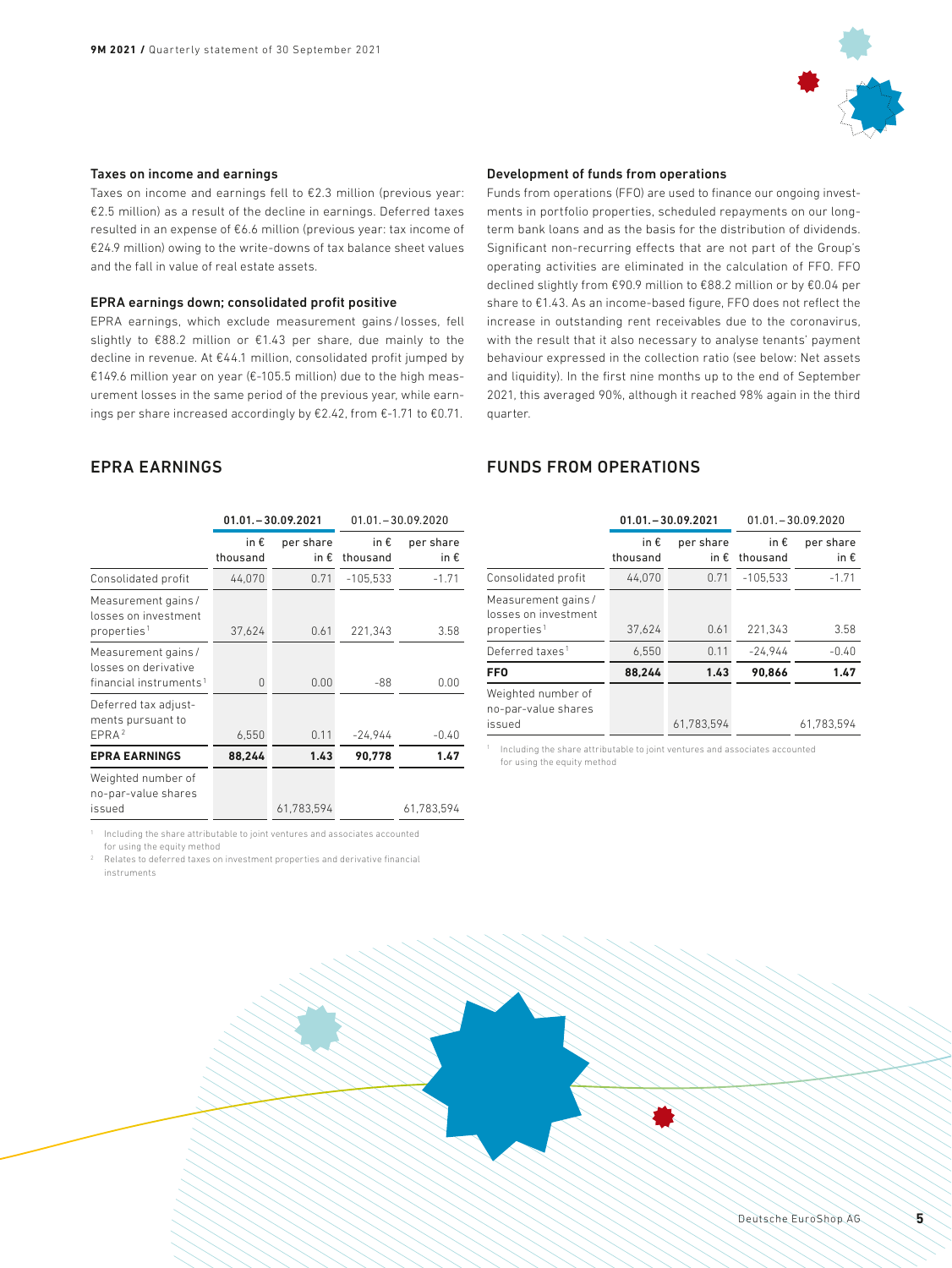### Taxes on income and earnings

Taxes on income and earnings fell to €2.3 million (previous year: €2.5 million) as a result of the decline in earnings. Deferred taxes resulted in an expense of €6.6 million (previous year: tax income of €24.9 million) owing to the write-downs of tax balance sheet values and the fall in value of real estate assets.

### EPRA earnings down; consolidated profit positive

EPRA earnings, which exclude measurement gains / losses, fell slightly to €88.2 million or €1.43 per share, due mainly to the decline in revenue. At €44.1 million, consolidated profit jumped by €149.6 million year on year (€-105.5 million) due to the high measurement losses in the same period of the previous year, while earnings per share increased accordingly by €2.42, from €-1.71 to €0.71.

## EPRA EARNINGS

| | 01.01.–30.09.2021 | | 01.01.–30.09.2020 | |
|---|---|---|---|---|
| | in € thousand | per share in € | in € thousand | per share in € |
| Consolidated profit | 44,070 | 0.71 | -105,533 | -1.71 |
| Measurement gains / losses on investment properties[1] | 37,624 | 0.61 | 221,343 | 3.58 |
| Measurement gains / losses on derivative financial instruments[1] | 0 | 0.00 | -88 | 0.00 |
| Deferred tax adjustments pursuant to EPRA[2] | 6,550 | 0.11 | -24,944 | -0.40 |
| **EPRA EARNINGS** | **88,244** | **1.43** | **90,778** | **1.47** |
| Weighted number of no-par-value shares issued | | 61,783,594 | | 61,783,594 |

[1] Including the share attributable to joint ventures and associates accounted for using the equity method

[2] Relates to deferred taxes on investment properties and derivative financial instruments

### Development of funds from operations

Funds from operations (FFO) are used to finance our ongoing investments in portfolio properties, scheduled repayments on our long-term bank loans and as the basis for the distribution of dividends. Significant non-recurring effects that are not part of the Group's operating activities are eliminated in the calculation of FFO. FFO declined slightly from €90.9 million to €88.2 million or by €0.04 per share to €1.43. As an income-based figure, FFO does not reflect the increase in outstanding rent receivables due to the coronavirus, with the result that it also necessary to analyse tenants' payment behaviour expressed in the collection ratio (see below: Net assets and liquidity). In the first nine months up to the end of September 2021, this averaged 90%, although it reached 98% again in the third quarter.

## FUNDS FROM OPERATIONS

| | 01.01.–30.09.2021 | | 01.01.–30.09.2020 | |
|---|---|---|---|---|
| | in € thousand | per share in € | in € thousand | per share in € |
| Consolidated profit | 44,070 | 0.71 | -105,533 | -1.71 |
| Measurement gains / losses on investment properties[1] | 37,624 | 0.61 | 221,343 | 3.58 |
| Deferred taxes[1] | 6,550 | 0.11 | -24,944 | -0.40 |
| **FFO** | **88,244** | **1.43** | **90,866** | **1.47** |
| Weighted number of no-par-value shares issued | | 61,783,594 | | 61,783,594 |

[1] Including the share attributable to joint ventures and associates accounted for using the equity method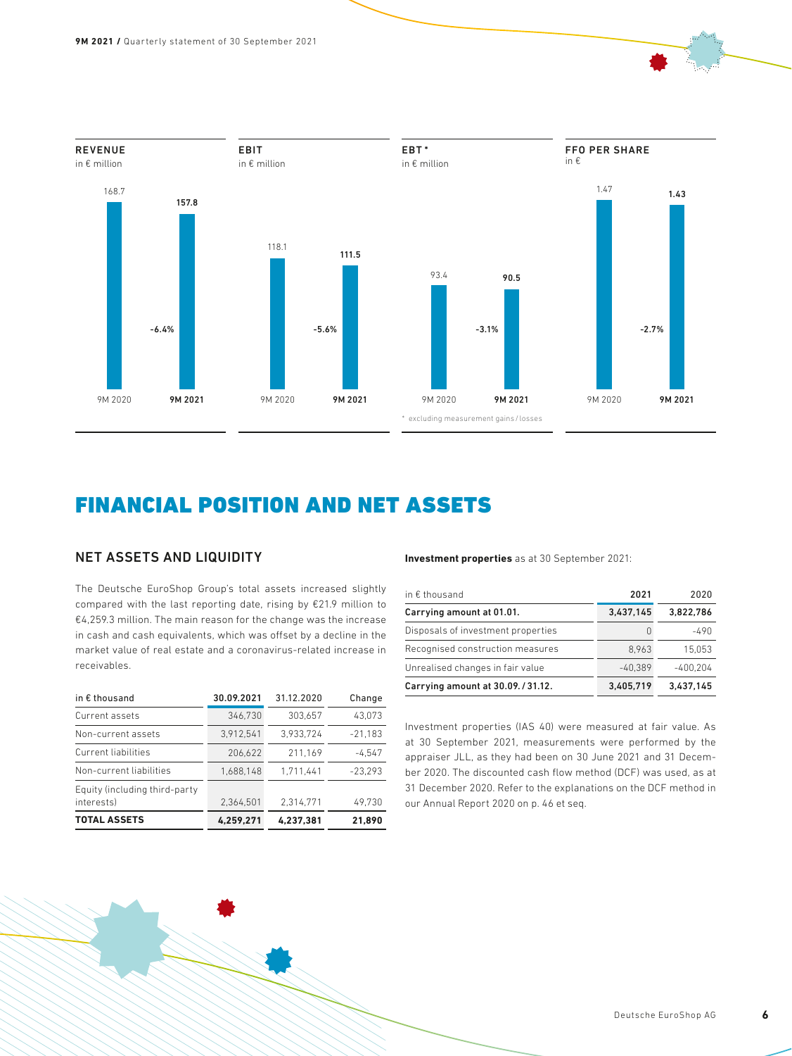**REVENUE**
in € million

| | 9M 2020 | 9M 2021 |
|---|---|---|
| Revenue | 168.7 | **157.8** |
| Change | | -6.4% |

**EBIT**
in € million

| | 9M 2020 | 9M 2021 |
|---|---|---|
| EBIT | 118.1 | **111.5** |
| Change | | -5.6% |

**EBT***
in € million

| | 9M 2020 | 9M 2021 |
|---|---|---|
| EBT | 93.4 | **90.5** |
| Change | | -3.1% |

* excluding measurement gains / losses

**FFO PER SHARE**
in €

| | 9M 2020 | 9M 2021 |
|---|---|---|
| FFO per share | 1.47 | **1.43** |
| Change | | -2.7% |

# FINANCIAL POSITION AND NET ASSETS

## NET ASSETS AND LIQUIDITY

The Deutsche EuroShop Group's total assets increased slightly compared with the last reporting date, rising by €21.9 million to €4,259.3 million. The main reason for the change was the increase in cash and cash equivalents, which was offset by a decline in the market value of real estate and a coronavirus-related increase in receivables.

| in € thousand | 30.09.2021 | 31.12.2020 | Change |
|---|---|---|---|
| Current assets | 346,730 | 303,657 | 43,073 |
| Non-current assets | 3,912,541 | 3,933,724 | -21,183 |
| Current liabilities | 206,622 | 211,169 | -4,547 |
| Non-current liabilities | 1,688,148 | 1,711,441 | -23,293 |
| Equity (including third-party interests) | 2,364,501 | 2,314,771 | 49,730 |
| **TOTAL ASSETS** | **4,259,271** | **4,237,381** | **21,890** |

**Investment properties** as at 30 September 2021:

| in € thousand | 2021 | 2020 |
|---|---|---|
| **Carrying amount at 01.01.** | **3,437,145** | **3,822,786** |
| Disposals of investment properties | 0 | -490 |
| Recognised construction measures | 8,963 | 15,053 |
| Unrealised changes in fair value | -40,389 | -400,204 |
| **Carrying amount at 30.09. / 31.12.** | **3,405,719** | **3,437,145** |

Investment properties (IAS 40) were measured at fair value. As at 30 September 2021, measurements were performed by the appraiser JLL, as they had been on 30 June 2021 and 31 December 2020. The discounted cash flow method (DCF) was used, as at 31 December 2020. Refer to the explanations on the DCF method in our Annual Report 2020 on p. 46 et seq.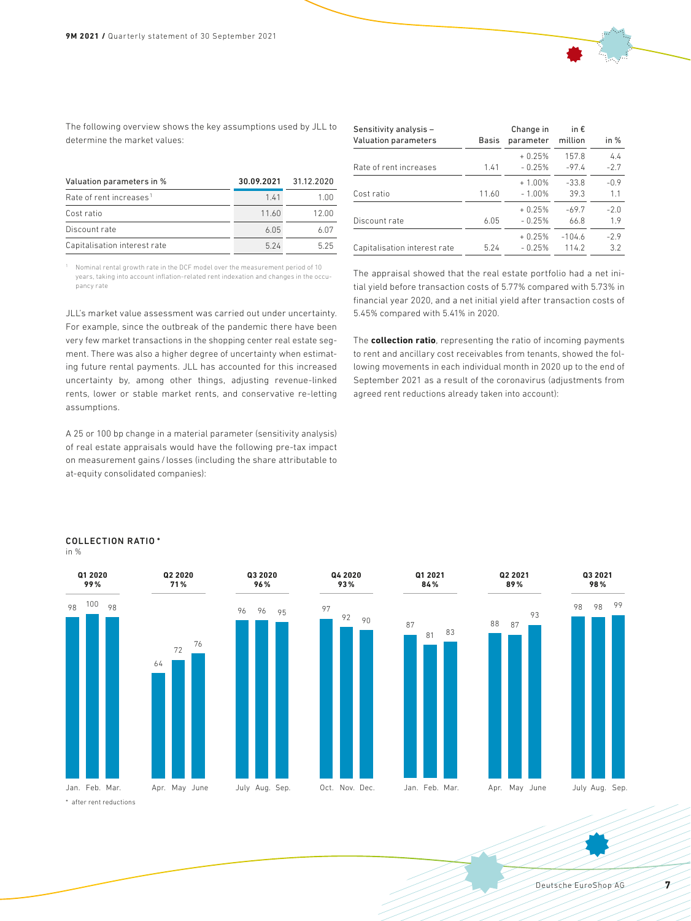The following overview shows the key assumptions used by JLL to determine the market values:

| Valuation parameters in % | 30.09.2021 | 31.12.2020 |
|---|---|---|
| Rate of rent increases[1] | 1.41 | 1.00 |
| Cost ratio | 11.60 | 12.00 |
| Discount rate | 6.05 | 6.07 |
| Capitalisation interest rate | 5.24 | 5.25 |

[1] Nominal rental growth rate in the DCF model over the measurement period of 10 years, taking into account inflation-related rent indexation and changes in the occupancy rate

JLL's market value assessment was carried out under uncertainty. For example, since the outbreak of the pandemic there have been very few market transactions in the shopping center real estate segment. There was also a higher degree of uncertainty when estimating future rental payments. JLL has accounted for this increased uncertainty by, among other things, adjusting revenue-linked rents, lower or stable market rents, and conservative re-letting assumptions.

A 25 or 100 bp change in a material parameter (sensitivity analysis) of real estate appraisals would have the following pre-tax impact on measurement gains / losses (including the share attributable to at-equity consolidated companies):

| Sensitivity analysis – Valuation parameters | Basis | Change in parameter | in € million | in % |
|---|---|---|---|---|
| Rate of rent increases | 1.41 | + 0.25% | 157.8 | 4.4 |
| | | - 0.25% | -97.4 | -2.7 |
| Cost ratio | 11.60 | + 1.00% | -33.8 | -0.9 |
| | | - 1.00% | 39.3 | 1.1 |
| Discount rate | 6.05 | + 0.25% | -69.7 | -2.0 |
| | | - 0.25% | 66.8 | 1.9 |
| Capitalisation interest rate | 5.24 | + 0.25% | -104.6 | -2.9 |
| | | - 0.25% | 114.2 | 3.2 |

The appraisal showed that the real estate portfolio had a net initial yield before transaction costs of 5.77% compared with 5.73% in financial year 2020, and a net initial yield after transaction costs of 5.45% compared with 5.41% in 2020.

The **collection ratio**, representing the ratio of incoming payments to rent and ancillary cost receivables from tenants, showed the following movements in each individual month in 2020 up to the end of September 2021 as a result of the coronavirus (adjustments from agreed rent reductions already taken into account):

**COLLECTION RATIO ***
in %

| Quarter | Quarter total | Month 1 | Month 2 | Month 3 |
|---|---|---|---|---|
| Q1 2020 | 99% | Jan.: 98 | Feb.: 100 | Mar.: 98 |
| Q2 2020 | 71% | Apr.: 64 | May: 72 | June: 76 |
| Q3 2020 | 96% | July: 96 | Aug.: 96 | Sep.: 95 |
| Q4 2020 | 93% | Oct.: 97 | Nov.: 92 | Dec.: 90 |
| Q1 2021 | 84% | Jan.: 87 | Feb.: 81 | Mar.: 83 |
| Q2 2021 | 89% | Apr.: 88 | May: 87 | June: 93 |
| Q3 2021 | 98% | July: 98 | Aug.: 98 | Sep.: 99 |

* after rent reductions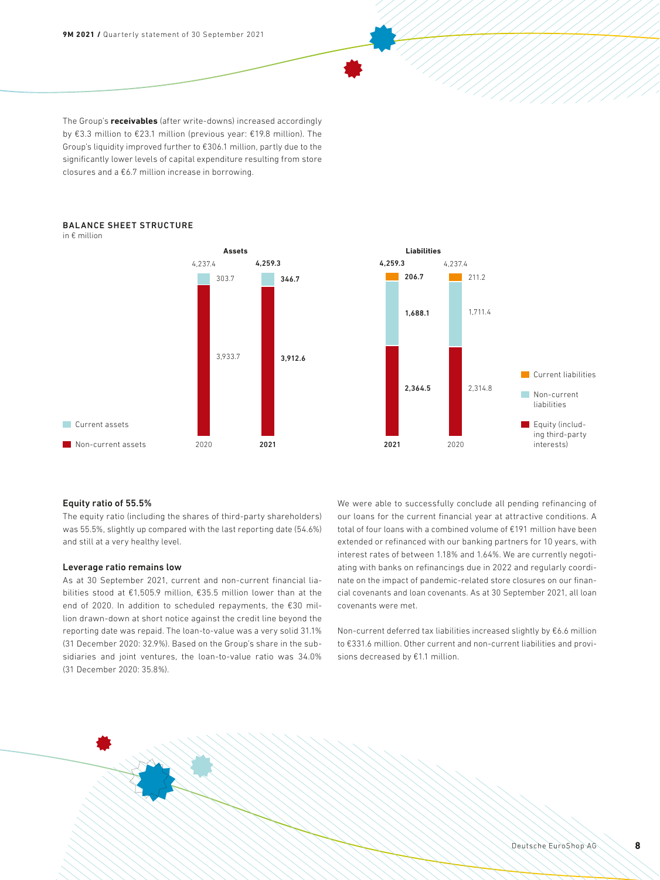The Group's **receivables** (after write-downs) increased accordingly by €3.3 million to €23.1 million (previous year: €19.8 million). The Group's liquidity improved further to €306.1 million, partly due to the significantly lower levels of capital expenditure resulting from store closures and a €6.7 million increase in borrowing.

**BALANCE SHEET STRUCTURE**
in € million

**Assets**

| | 2020 | 2021 |
|---|---|---|
| Current assets | 303.7 | 346.7 |
| Non-current assets | 3,933.7 | 3,912.6 |
| Total | 4,237.4 | 4,259.3 |

**Liabilities**

| | 2021 | 2020 |
|---|---|---|
| Current liabilities | 206.7 | 211.2 |
| Non-current liabilities | 1,688.1 | 1,711.4 |
| Equity (including third-party interests) | 2,364.5 | 2,314.8 |
| Total | 4,259.3 | 4,237.4 |

### Equity ratio of 55.5%

The equity ratio (including the shares of third-party shareholders) was 55.5%, slightly up compared with the last reporting date (54.6%) and still at a very healthy level.

### Leverage ratio remains low

As at 30 September 2021, current and non-current financial liabilities stood at €1,505.9 million, €35.5 million lower than at the end of 2020. In addition to scheduled repayments, the €30 million drawn-down at short notice against the credit line beyond the reporting date was repaid. The loan-to-value was a very solid 31.1% (31 December 2020: 32.9%). Based on the Group's share in the subsidiaries and joint ventures, the loan-to-value ratio was 34.0% (31 December 2020: 35.8%).

We were able to successfully conclude all pending refinancing of our loans for the current financial year at attractive conditions. A total of four loans with a combined volume of €191 million have been extended or refinanced with our banking partners for 10 years, with interest rates of between 1.18% and 1.64%. We are currently negotiating with banks on refinancings due in 2022 and regularly coordinate on the impact of pandemic-related store closures on our financial covenants and loan covenants. As at 30 September 2021, all loan covenants were met.

Non-current deferred tax liabilities increased slightly by €6.6 million to €331.6 million. Other current and non-current liabilities and provisions decreased by €1.1 million.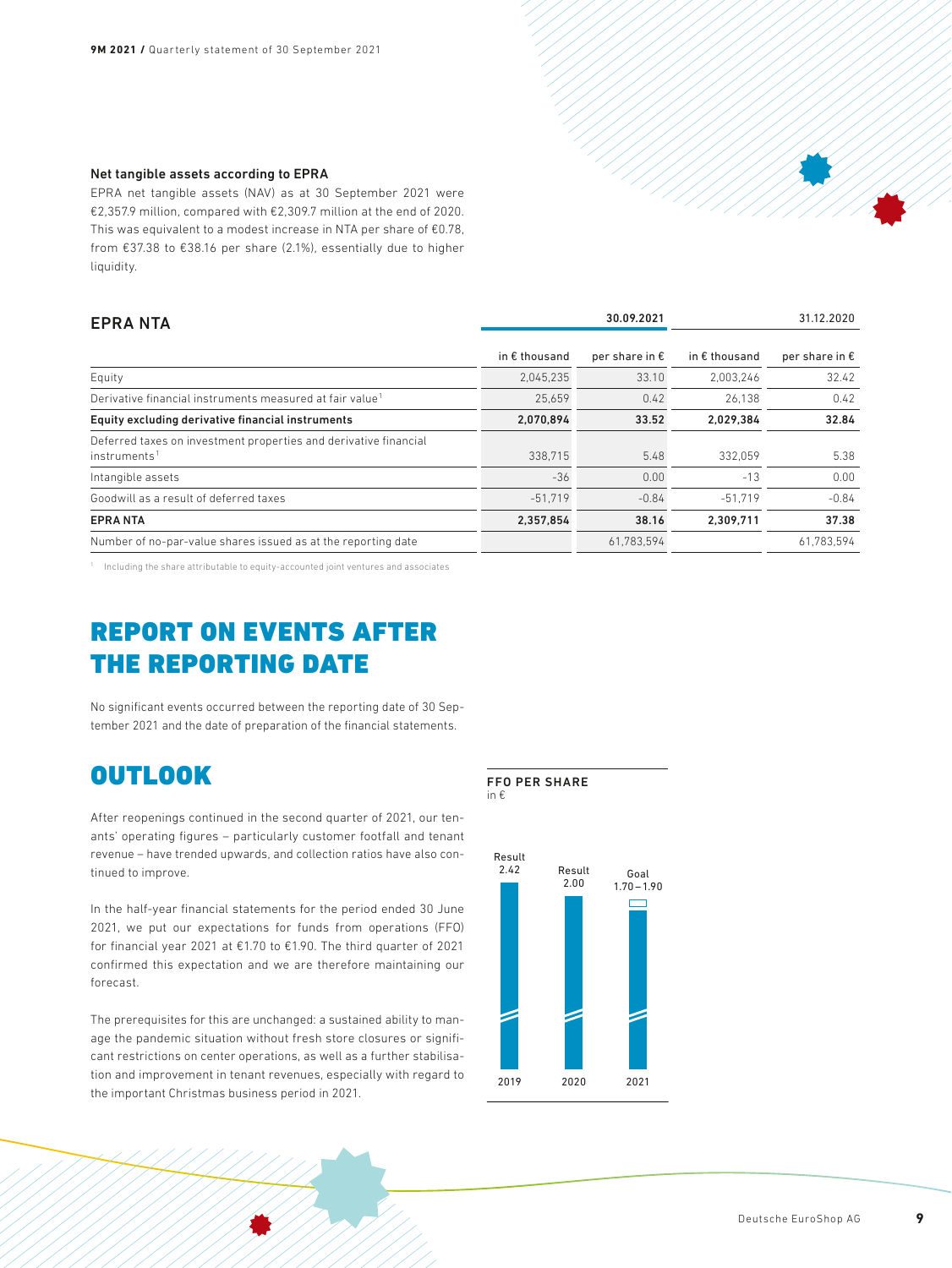### Net tangible assets according to EPRA

EPRA net tangible assets (NAV) as at 30 September 2021 were €2,357.9 million, compared with €2,309.7 million at the end of 2020. This was equivalent to a modest increase in NTA per share of €0.78, from €37.38 to €38.16 per share (2.1%), essentially due to higher liquidity.

## EPRA NTA

| | 30.09.2021 | | 31.12.2020 | |
|---|---|---|---|---|
| | in € thousand | per share in € | in € thousand | per share in € |
| Equity | 2,045,235 | 33.10 | 2,003,246 | 32.42 |
| Derivative financial instruments measured at fair value[1] | 25,659 | 0.42 | 26,138 | 0.42 |
| **Equity excluding derivative financial instruments** | **2,070,894** | **33.52** | **2,029,384** | **32.84** |
| Deferred taxes on investment properties and derivative financial instruments[1] | 338,715 | 5.48 | 332,059 | 5.38 |
| Intangible assets | -36 | 0.00 | -13 | 0.00 |
| Goodwill as a result of deferred taxes | -51,719 | -0.84 | -51,719 | -0.84 |
| **EPRA NTA** | **2,357,854** | **38.16** | **2,309,711** | **37.38** |
| Number of no-par-value shares issued as at the reporting date | | 61,783,594 | | 61,783,594 |

[1] Including the share attributable to equity-accounted joint ventures and associates

# REPORT ON EVENTS AFTER THE REPORTING DATE

No significant events occurred between the reporting date of 30 September 2021 and the date of preparation of the financial statements.

# OUTLOOK

After reopenings continued in the second quarter of 2021, our tenants' operating figures – particularly customer footfall and tenant revenue – have trended upwards, and collection ratios have also continued to improve.

In the half-year financial statements for the period ended 30 June 2021, we put our expectations for funds from operations (FFO) for financial year 2021 at €1.70 to €1.90. The third quarter of 2021 confirmed this expectation and we are therefore maintaining our forecast.

The prerequisites for this are unchanged: a sustained ability to manage the pandemic situation without fresh store closures or significant restrictions on center operations, as well as a further stabilisation and improvement in tenant revenues, especially with regard to the important Christmas business period in 2021.

**FFO PER SHARE**
in €

| | 2019 | 2020 | 2021 |
|---|---|---|---|
| | Result 2.42 | Result 2.00 | Goal 1.70 – 1.90 |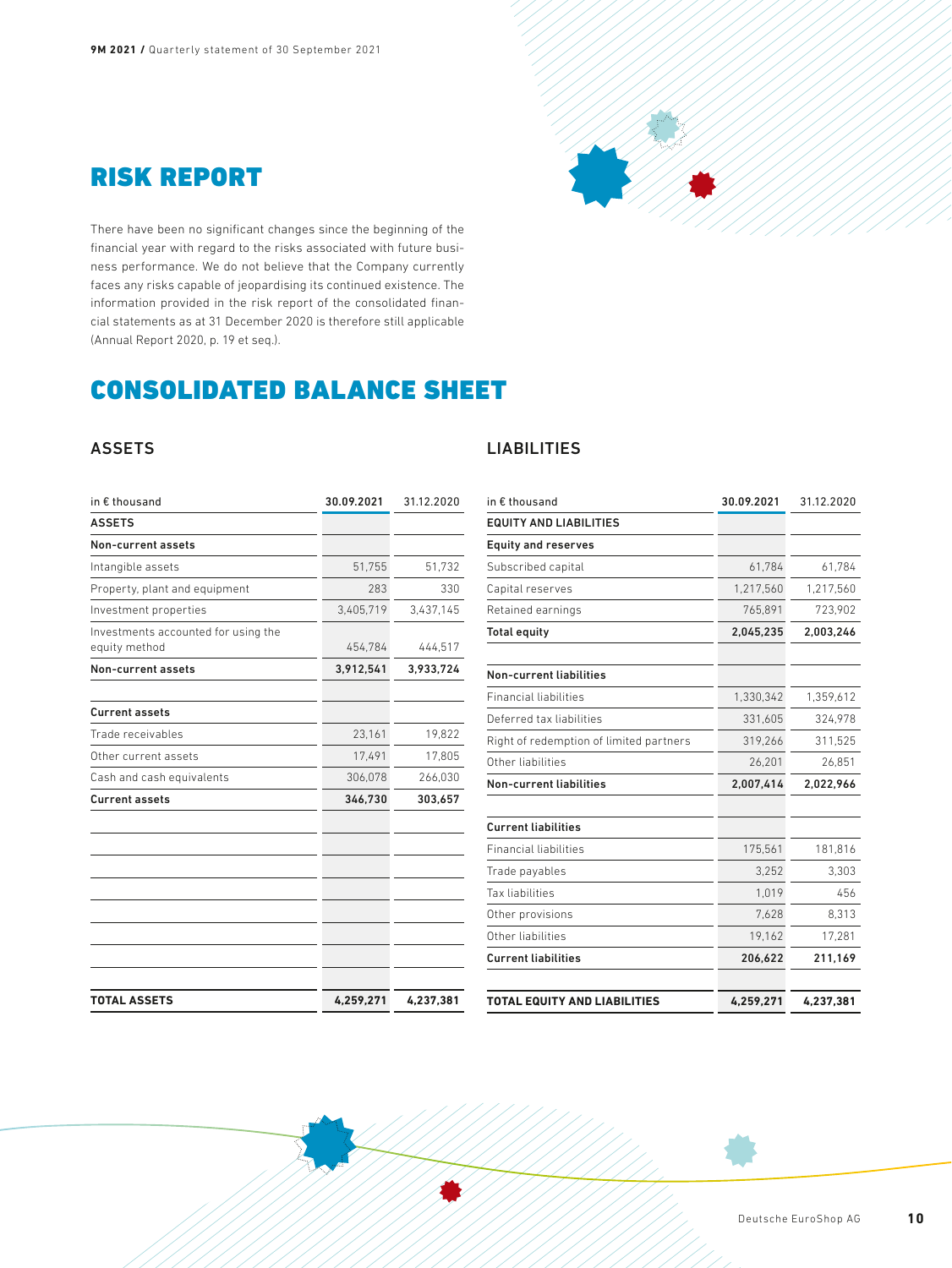# RISK REPORT

There have been no significant changes since the beginning of the financial year with regard to the risks associated with future business performance. We do not believe that the Company currently faces any risks capable of jeopardising its continued existence. The information provided in the risk report of the consolidated financial statements as at 31 December 2020 is therefore still applicable (Annual Report 2020, p. 19 et seq.).

# CONSOLIDATED BALANCE SHEET

## ASSETS

| in € thousand | 30.09.2021 | 31.12.2020 |
|---|---|---|
| **ASSETS** | | |
| **Non-current assets** | | |
| Intangible assets | 51,755 | 51,732 |
| Property, plant and equipment | 283 | 330 |
| Investment properties | 3,405,719 | 3,437,145 |
| Investments accounted for using the equity method | 454,784 | 444,517 |
| **Non-current assets** | **3,912,541** | **3,933,724** |
| | | |
| **Current assets** | | |
| Trade receivables | 23,161 | 19,822 |
| Other current assets | 17,491 | 17,805 |
| Cash and cash equivalents | 306,078 | 266,030 |
| **Current assets** | **346,730** | **303,657** |
| | | |
| **TOTAL ASSETS** | **4,259,271** | **4,237,381** |

## LIABILITIES

| in € thousand | 30.09.2021 | 31.12.2020 |
|---|---|---|
| **EQUITY AND LIABILITIES** | | |
| **Equity and reserves** | | |
| Subscribed capital | 61,784 | 61,784 |
| Capital reserves | 1,217,560 | 1,217,560 |
| Retained earnings | 765,891 | 723,902 |
| **Total equity** | **2,045,235** | **2,003,246** |
| | | |
| **Non-current liabilities** | | |
| Financial liabilities | 1,330,342 | 1,359,612 |
| Deferred tax liabilities | 331,605 | 324,978 |
| Right of redemption of limited partners | 319,266 | 311,525 |
| Other liabilities | 26,201 | 26,851 |
| **Non-current liabilities** | **2,007,414** | **2,022,966** |
| | | |
| **Current liabilities** | | |
| Financial liabilities | 175,561 | 181,816 |
| Trade payables | 3,252 | 3,303 |
| Tax liabilities | 1,019 | 456 |
| Other provisions | 7,628 | 8,313 |
| Other liabilities | 19,162 | 17,281 |
| **Current liabilities** | **206,622** | **211,169** |
| | | |
| **TOTAL EQUITY AND LIABILITIES** | **4,259,271** | **4,237,381** |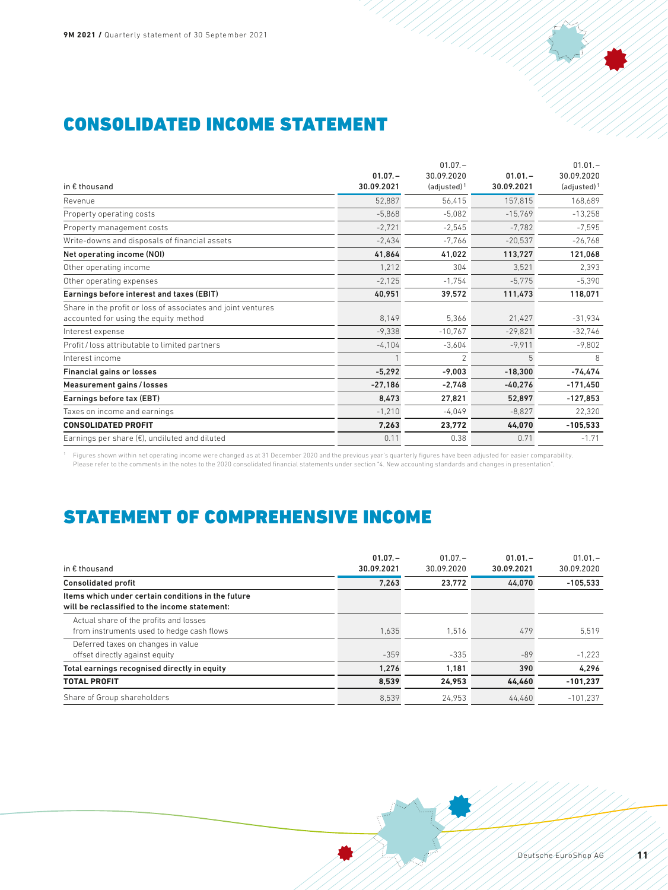# CONSOLIDATED INCOME STATEMENT

| in € thousand | 01.07.– 30.09.2021 | 01.07.– 30.09.2020 (adjusted)[1] | 01.01.– 30.09.2021 | 01.01.– 30.09.2020 (adjusted)[1] |
|---|---|---|---|---|
| Revenue | 52,887 | 56,415 | 157,815 | 168,689 |
| Property operating costs | -5,868 | -5,082 | -15,769 | -13,258 |
| Property management costs | -2,721 | -2,545 | -7,782 | -7,595 |
| Write-downs and disposals of financial assets | -2,434 | -7,766 | -20,537 | -26,768 |
| **Net operating income (NOI)** | **41,864** | **41,022** | **113,727** | **121,068** |
| Other operating income | 1,212 | 304 | 3,521 | 2,393 |
| Other operating expenses | -2,125 | -1,754 | -5,775 | -5,390 |
| **Earnings before interest and taxes (EBIT)** | **40,951** | **39,572** | **111,473** | **118,071** |
| Share in the profit or loss of associates and joint ventures accounted for using the equity method | 8,149 | 5,366 | 21,427 | -31,934 |
| Interest expense | -9,338 | -10,767 | -29,821 | -32,746 |
| Profit / loss attributable to limited partners | -4,104 | -3,604 | -9,911 | -9,802 |
| Interest income | 1 | 2 | 5 | 8 |
| **Financial gains or losses** | **-5,292** | **-9,003** | **-18,300** | **-74,474** |
| **Measurement gains / losses** | **-27,186** | **-2,748** | **-40,276** | **-171,450** |
| **Earnings before tax (EBT)** | **8,473** | **27,821** | **52,897** | **-127,853** |
| Taxes on income and earnings | -1,210 | -4,049 | -8,827 | 22,320 |
| **CONSOLIDATED PROFIT** | **7,263** | **23,772** | **44,070** | **-105,533** |
| Earnings per share (€), undiluted and diluted | 0.11 | 0.38 | 0.71 | -1.71 |

[1] Figures shown within net operating income were changed as at 31 December 2020 and the previous year's quarterly figures have been adjusted for easier comparability. Please refer to the comments in the notes to the 2020 consolidated financial statements under section "4. New accounting standards and changes in presentation".

# STATEMENT OF COMPREHENSIVE INCOME

| in € thousand | 01.07.– 30.09.2021 | 01.07.– 30.09.2020 | 01.01.– 30.09.2021 | 01.01.– 30.09.2020 |
|---|---|---|---|---|
| **Consolidated profit** | **7,263** | **23,772** | **44,070** | **-105,533** |
| **Items which under certain conditions in the future will be reclassified to the income statement:** | | | | |
| Actual share of the profits and losses from instruments used to hedge cash flows | 1,635 | 1,516 | 479 | 5,519 |
| Deferred taxes on changes in value offset directly against equity | -359 | -335 | -89 | -1,223 |
| **Total earnings recognised directly in equity** | **1,276** | **1,181** | **390** | **4,296** |
| **TOTAL PROFIT** | **8,539** | **24,953** | **44,460** | **-101,237** |
| Share of Group shareholders | 8,539 | 24,953 | 44,460 | -101,237 |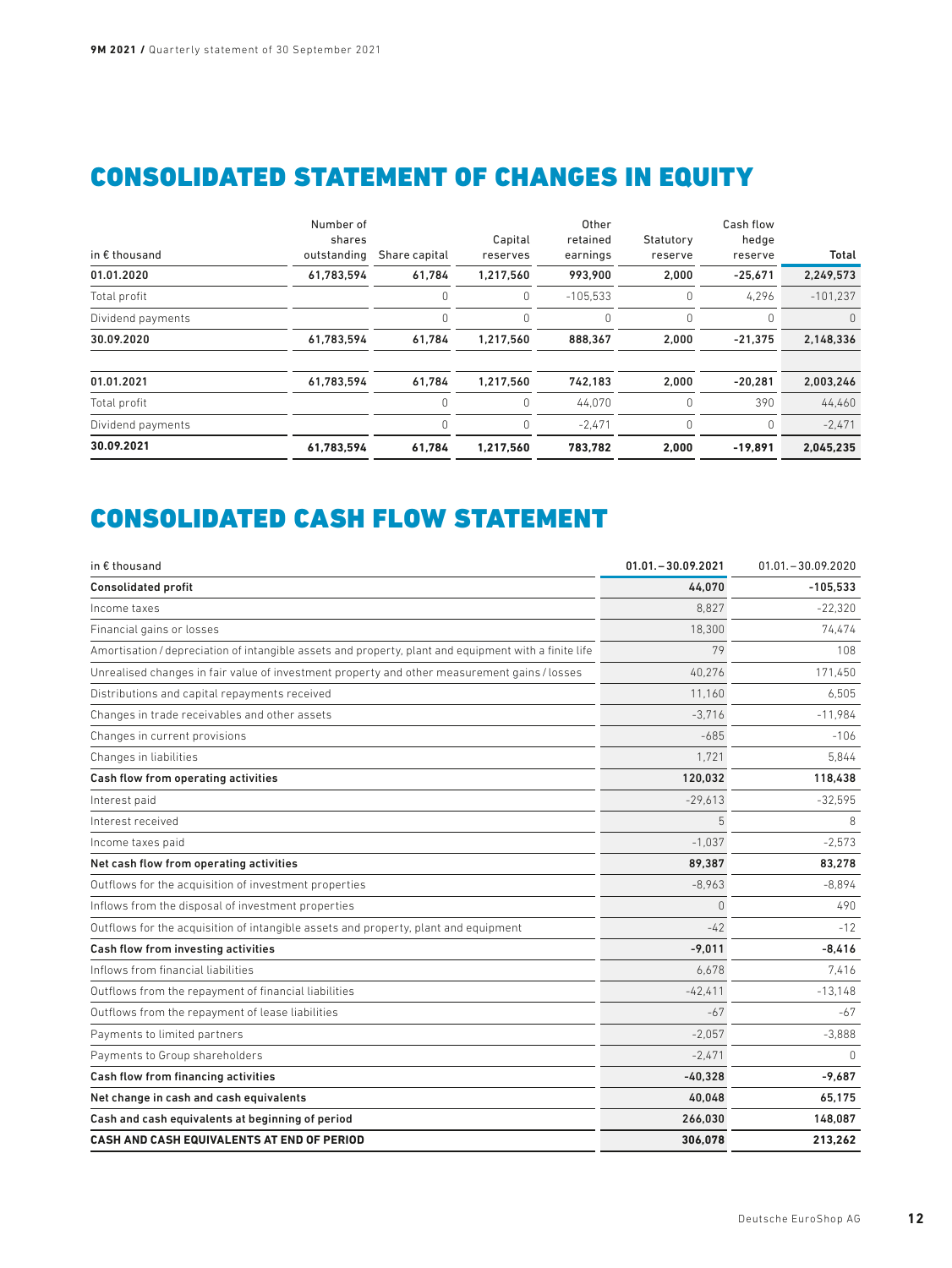# CONSOLIDATED STATEMENT OF CHANGES IN EQUITY

| in € thousand | Number of shares outstanding | Share capital | Capital reserves | Other retained earnings | Statutory reserve | Cash flow hedge reserve | Total |
|---|---|---|---|---|---|---|---|
| **01.01.2020** | **61,783,594** | **61,784** | **1,217,560** | **993,900** | **2,000** | **-25,671** | **2,249,573** |
| Total profit | | 0 | 0 | -105,533 | 0 | 4,296 | -101,237 |
| Dividend payments | | 0 | 0 | 0 | 0 | 0 | 0 |
| **30.09.2020** | **61,783,594** | **61,784** | **1,217,560** | **888,367** | **2,000** | **-21,375** | **2,148,336** |
| | | | | | | | |
| **01.01.2021** | **61,783,594** | **61,784** | **1,217,560** | **742,183** | **2,000** | **-20,281** | **2,003,246** |
| Total profit | | 0 | 0 | 44,070 | 0 | 390 | 44,460 |
| Dividend payments | | 0 | 0 | -2,471 | 0 | 0 | -2,471 |
| **30.09.2021** | **61,783,594** | **61,784** | **1,217,560** | **783,782** | **2,000** | **-19,891** | **2,045,235** |

# CONSOLIDATED CASH FLOW STATEMENT

| in € thousand | 01.01.–30.09.2021 | 01.01.–30.09.2020 |
|---|---|---|
| **Consolidated profit** | **44,070** | **-105,533** |
| Income taxes | 8,827 | -22,320 |
| Financial gains or losses | 18,300 | 74,474 |
| Amortisation / depreciation of intangible assets and property, plant and equipment with a finite life | 79 | 108 |
| Unrealised changes in fair value of investment property and other measurement gains / losses | 40,276 | 171,450 |
| Distributions and capital repayments received | 11,160 | 6,505 |
| Changes in trade receivables and other assets | -3,716 | -11,984 |
| Changes in current provisions | -685 | -106 |
| Changes in liabilities | 1,721 | 5,844 |
| **Cash flow from operating activities** | **120,032** | **118,438** |
| Interest paid | -29,613 | -32,595 |
| Interest received | 5 | 8 |
| Income taxes paid | -1,037 | -2,573 |
| **Net cash flow from operating activities** | **89,387** | **83,278** |
| Outflows for the acquisition of investment properties | -8,963 | -8,894 |
| Inflows from the disposal of investment properties | 0 | 490 |
| Outflows for the acquisition of intangible assets and property, plant and equipment | -42 | -12 |
| **Cash flow from investing activities** | **-9,011** | **-8,416** |
| Inflows from financial liabilities | 6,678 | 7,416 |
| Outflows from the repayment of financial liabilities | -42,411 | -13,148 |
| Outflows from the repayment of lease liabilities | -67 | -67 |
| Payments to limited partners | -2,057 | -3,888 |
| Payments to Group shareholders | -2,471 | 0 |
| **Cash flow from financing activities** | **-40,328** | **-9,687** |
| **Net change in cash and cash equivalents** | **40,048** | **65,175** |
| **Cash and cash equivalents at beginning of period** | **266,030** | **148,087** |
| **CASH AND CASH EQUIVALENTS AT END OF PERIOD** | **306,078** | **213,262** |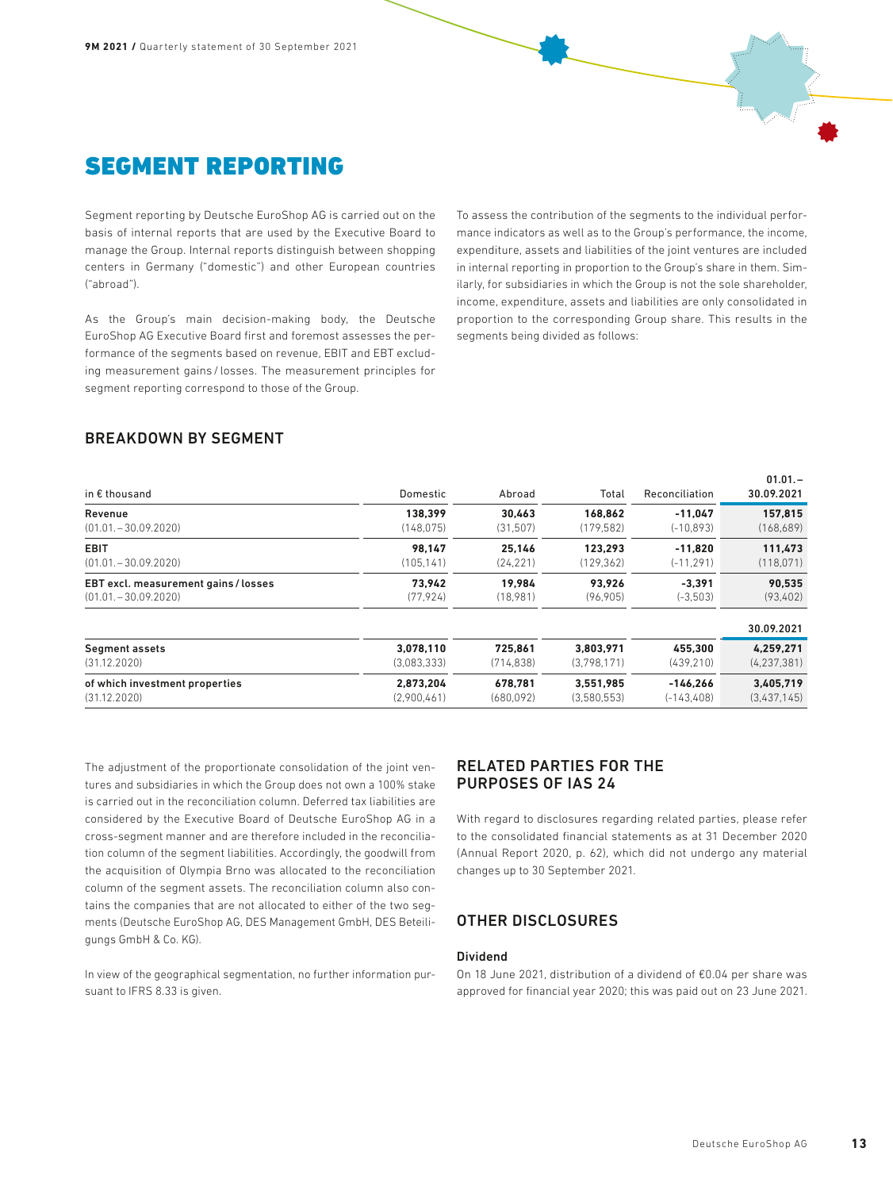# SEGMENT REPORTING

Segment reporting by Deutsche EuroShop AG is carried out on the basis of internal reports that are used by the Executive Board to manage the Group. Internal reports distinguish between shopping centers in Germany ("domestic") and other European countries ("abroad").

As the Group's main decision-making body, the Deutsche EuroShop AG Executive Board first and foremost assesses the performance of the segments based on revenue, EBIT and EBT excluding measurement gains / losses. The measurement principles for segment reporting correspond to those of the Group.

To assess the contribution of the segments to the individual performance indicators as well as to the Group's performance, the income, expenditure, assets and liabilities of the joint ventures are included in internal reporting in proportion to the Group's share in them. Similarly, for subsidiaries in which the Group is not the sole shareholder, income, expenditure, assets and liabilities are only consolidated in proportion to the corresponding Group share. This results in the segments being divided as follows:

## BREAKDOWN BY SEGMENT

| in € thousand | Domestic | Abroad | Total | Reconciliation | 01.01. – 30.09.2021 |
|---|---|---|---|---|---|
| **Revenue** | **138,399** | **30,463** | **168,862** | **-11,047** | **157,815** |
| (01.01. – 30.09.2020) | (148,075) | (31,507) | (179,582) | (-10,893) | (168,689) |
| **EBIT** | **98,147** | **25,146** | **123,293** | **-11,820** | **111,473** |
| (01.01. – 30.09.2020) | (105,141) | (24,221) | (129,362) | (-11,291) | (118,071) |
| **EBT excl. measurement gains / losses** | **73,942** | **19,984** | **93,926** | **-3,391** | **90,535** |
| (01.01. – 30.09.2020) | (77,924) | (18,981) | (96,905) | (-3,503) | (93,402) |
| | | | | | **30.09.2021** |
| **Segment assets** | **3,078,110** | **725,861** | **3,803,971** | **455,300** | **4,259,271** |
| (31.12.2020) | (3,083,333) | (714,838) | (3,798,171) | (439,210) | (4,237,381) |
| **of which investment properties** | **2,873,204** | **678,781** | **3,551,985** | **-146,266** | **3,405,719** |
| (31.12.2020) | (2,900,461) | (680,092) | (3,580,553) | (-143,408) | (3,437,145) |

The adjustment of the proportionate consolidation of the joint ventures and subsidiaries in which the Group does not own a 100% stake is carried out in the reconciliation column. Deferred tax liabilities are considered by the Executive Board of Deutsche EuroShop AG in a cross-segment manner and are therefore included in the reconciliation column of the segment liabilities. Accordingly, the goodwill from the acquisition of Olympia Brno was allocated to the reconciliation column of the segment assets. The reconciliation column also contains the companies that are not allocated to either of the two segments (Deutsche EuroShop AG, DES Management GmbH, DES Beteiligungs GmbH & Co. KG).

In view of the geographical segmentation, no further information pursuant to IFRS 8.33 is given.

## RELATED PARTIES FOR THE PURPOSES OF IAS 24

With regard to disclosures regarding related parties, please refer to the consolidated financial statements as at 31 December 2020 (Annual Report 2020, p. 62), which did not undergo any material changes up to 30 September 2021.

## OTHER DISCLOSURES

### Dividend

On 18 June 2021, distribution of a dividend of €0.04 per share was approved for financial year 2020; this was paid out on 23 June 2021.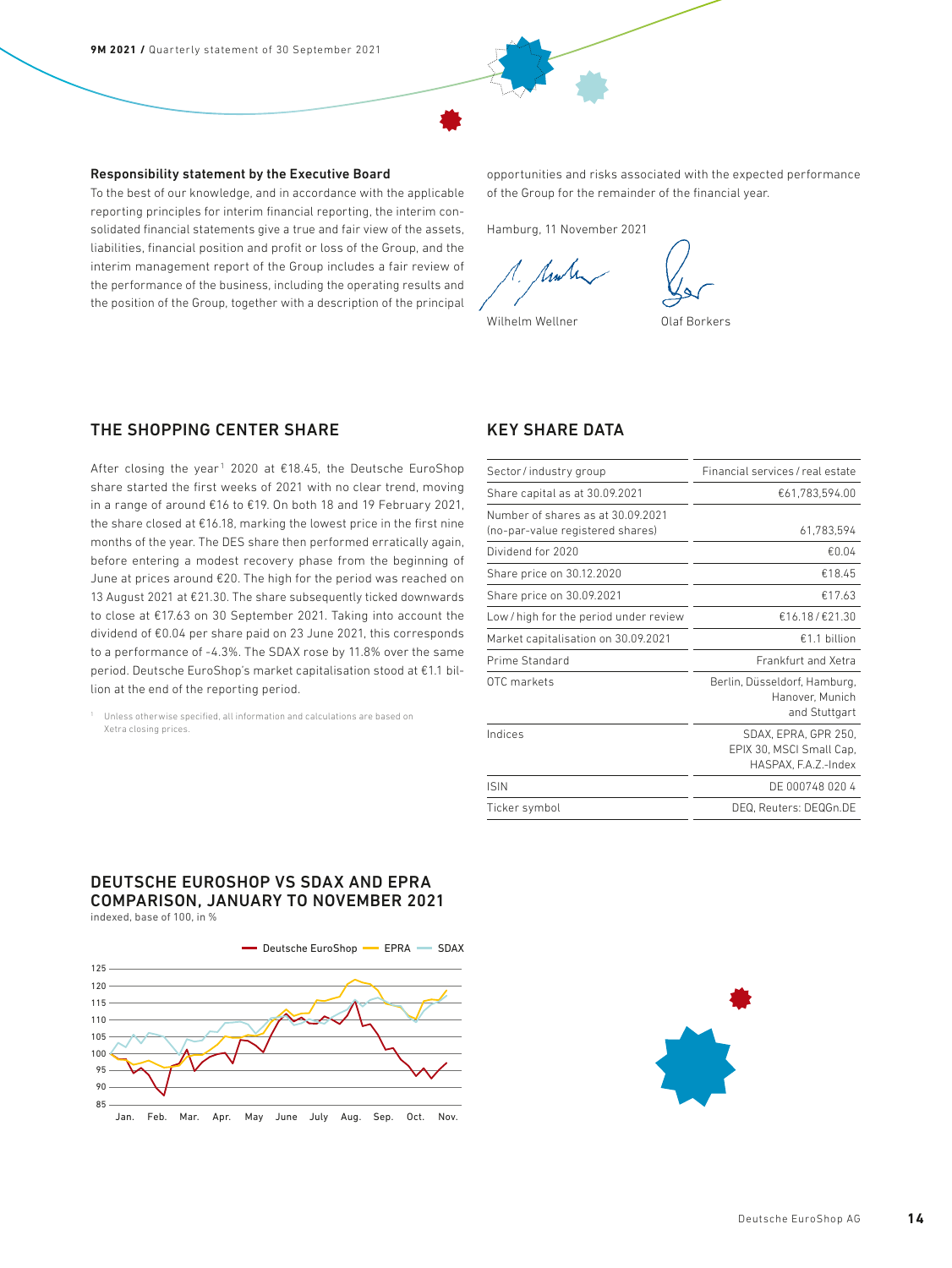### Responsibility statement by the Executive Board

To the best of our knowledge, and in accordance with the applicable reporting principles for interim financial reporting, the interim consolidated financial statements give a true and fair view of the assets, liabilities, financial position and profit or loss of the Group, and the interim management report of the Group includes a fair review of the performance of the business, including the operating results and the position of the Group, together with a description of the principal opportunities and risks associated with the expected performance of the Group for the remainder of the financial year.

Hamburg, 11 November 2021

Wilhelm Wellner     Olaf Borkers

## THE SHOPPING CENTER SHARE

After closing the year[1] 2020 at €18.45, the Deutsche EuroShop share started the first weeks of 2021 with no clear trend, moving in a range of around €16 to €19. On both 18 and 19 February 2021, the share closed at €16.18, marking the lowest price in the first nine months of the year. The DES share then performed erratically again, before entering a modest recovery phase from the beginning of June at prices around €20. The high for the period was reached on 13 August 2021 at €21.30. The share subsequently ticked downwards to close at €17.63 on 30 September 2021. Taking into account the dividend of €0.04 per share paid on 23 June 2021, this corresponds to a performance of -4.3%. The SDAX rose by 11.8% over the same period. Deutsche EuroShop's market capitalisation stood at €1.1 billion at the end of the reporting period.

[1] Unless otherwise specified, all information and calculations are based on Xetra closing prices.

## KEY SHARE DATA

| | |
|---|---|
| Sector / industry group | Financial services / real estate |
| Share capital as at 30.09.2021 | €61,783,594.00 |
| Number of shares as at 30.09.2021 (no-par-value registered shares) | 61,783,594 |
| Dividend for 2020 | €0.04 |
| Share price on 30.12.2020 | €18.45 |
| Share price on 30.09.2021 | €17.63 |
| Low / high for the period under review | €16.18 / €21.30 |
| Market capitalisation on 30.09.2021 | €1.1 billion |
| Prime Standard | Frankfurt and Xetra |
| OTC markets | Berlin, Düsseldorf, Hamburg, Hanover, Munich and Stuttgart |
| Indices | SDAX, EPRA, GPR 250, EPIX 30, MSCI Small Cap, HASPAX, F.A.Z.-Index |
| ISIN | DE 000748 020 4 |
| Ticker symbol | DEQ, Reuters: DEQGn.DE |

## DEUTSCHE EUROSHOP VS SDAX AND EPRA COMPARISON, JANUARY TO NOVEMBER 2021

indexed, base of 100, in %

Legend: Deutsche EuroShop, EPRA, SDAX
Y-axis: 85, 90, 95, 100, 105, 110, 115, 120, 125
X-axis: Jan., Feb., Mar., Apr., May, June, July, Aug., Sep., Oct., Nov.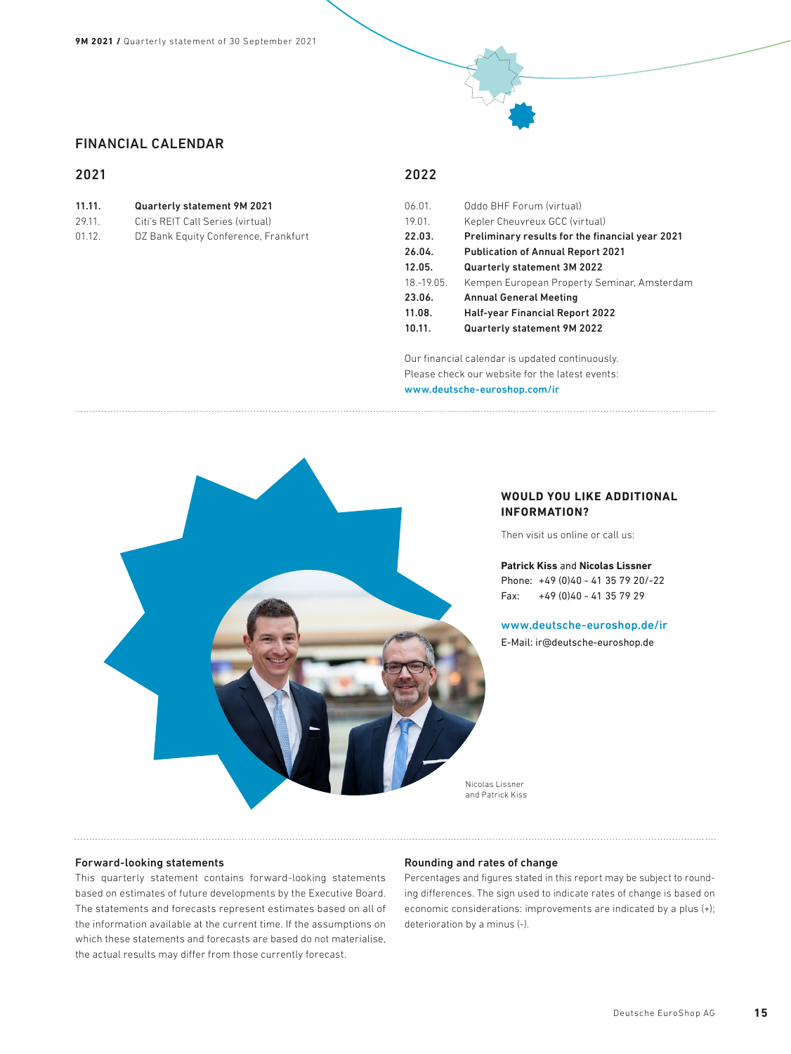## FINANCIAL CALENDAR

### 2021

| | |
|---|---|
| **11.11.** | **Quarterly statement 9M 2021** |
| 29.11. | Citi's REIT Call Series (virtual) |
| 01.12. | DZ Bank Equity Conference, Frankfurt |

### 2022

| | |
|---|---|
| 06.01. | Oddo BHF Forum (virtual) |
| 19.01. | Kepler Cheuvreux GCC (virtual) |
| **22.03.** | **Preliminary results for the financial year 2021** |
| **26.04.** | **Publication of Annual Report 2021** |
| **12.05.** | **Quarterly statement 3M 2022** |
| 18.-19.05. | Kempen European Property Seminar, Amsterdam |
| **23.06.** | **Annual General Meeting** |
| **11.08.** | **Half-year Financial Report 2022** |
| **10.11.** | **Quarterly statement 9M 2022** |

Our financial calendar is updated continuously.
Please check our website for the latest events:
www.deutsche-euroshop.com/ir

Nicolas Lissner
and Patrick Kiss

### WOULD YOU LIKE ADDITIONAL INFORMATION?

Then visit us online or call us:

**Patrick Kiss** and **Nicolas Lissner**
Phone: +49 (0)40 - 41 35 79 20/-22
Fax: +49 (0)40 - 41 35 79 29

www.deutsche-euroshop.de/ir
E-Mail: ir@deutsche-euroshop.de

#### Forward-looking statements

This quarterly statement contains forward-looking statements based on estimates of future developments by the Executive Board. The statements and forecasts represent estimates based on all of the information available at the current time. If the assumptions on which these statements and forecasts are based do not materialise, the actual results may differ from those currently forecast.

#### Rounding and rates of change

Percentages and figures stated in this report may be subject to rounding differences. The sign used to indicate rates of change is based on economic considerations: improvements are indicated by a plus (+); deterioration by a minus (-).